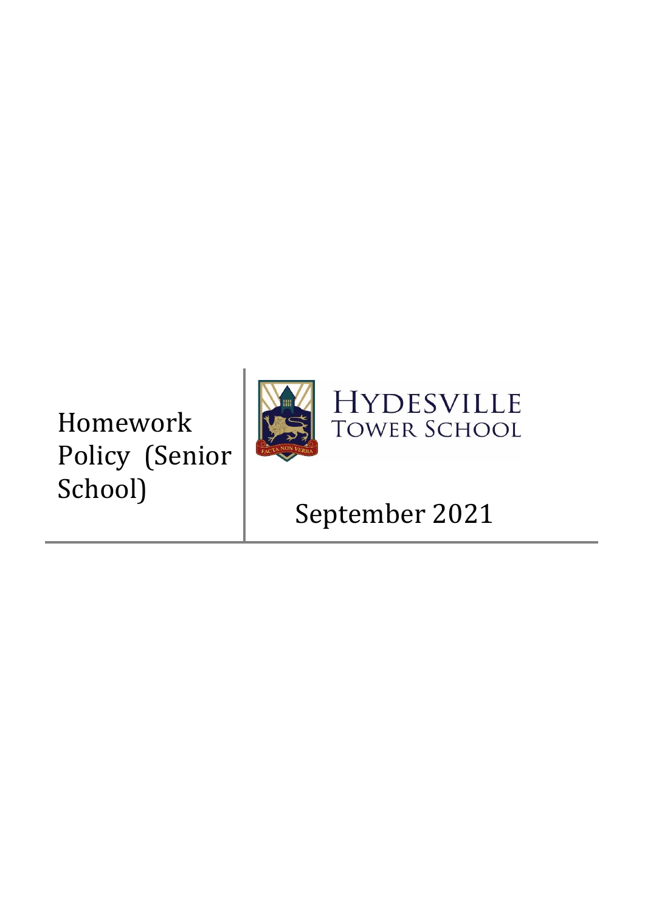# Homework Policy (Senior School)

HYDESVILLE TOWER SCHOOL

FACTA NON VERBA

September 2021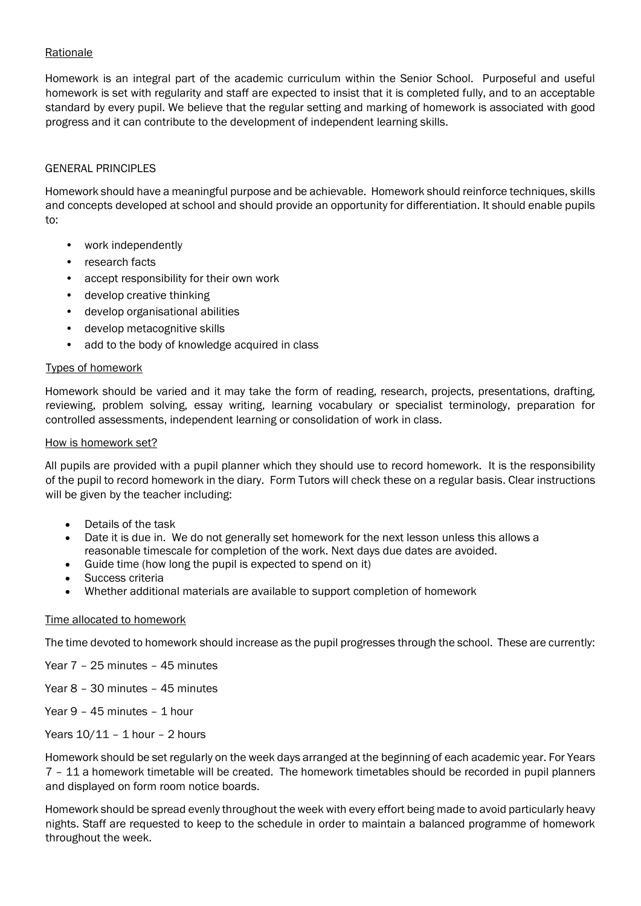## Rationale

Homework is an integral part of the academic curriculum within the Senior School. Purposeful and useful homework is set with regularity and staff are expected to insist that it is completed fully, and to an acceptable standard by every pupil. We believe that the regular setting and marking of homework is associated with good progress and it can contribute to the development of independent learning skills.

## GENERAL PRINCIPLES

Homework should have a meaningful purpose and be achievable. Homework should reinforce techniques, skills and concepts developed at school and should provide an opportunity for differentiation. It should enable pupils to:

- work independently
- research facts
- accept responsibility for their own work
- develop creative thinking
- develop organisational abilities
- develop metacognitive skills
- add to the body of knowledge acquired in class

### Types of homework

Homework should be varied and it may take the form of reading, research, projects, presentations, drafting, reviewing, problem solving, essay writing, learning vocabulary or specialist terminology, preparation for controlled assessments, independent learning or consolidation of work in class.

### How is homework set?

All pupils are provided with a pupil planner which they should use to record homework. It is the responsibility of the pupil to record homework in the diary. Form Tutors will check these on a regular basis. Clear instructions will be given by the teacher including:

- Details of the task
- Date it is due in. We do not generally set homework for the next lesson unless this allows a reasonable timescale for completion of the work. Next days due dates are avoided.
- Guide time (how long the pupil is expected to spend on it)
- Success criteria
- Whether additional materials are available to support completion of homework

### Time allocated to homework

The time devoted to homework should increase as the pupil progresses through the school. These are currently:

Year 7 – 25 minutes – 45 minutes

Year 8 – 30 minutes – 45 minutes

Year 9 – 45 minutes – 1 hour

Years 10/11 – 1 hour – 2 hours

Homework should be set regularly on the week days arranged at the beginning of each academic year. For Years 7 – 11 a homework timetable will be created. The homework timetables should be recorded in pupil planners and displayed on form room notice boards.

Homework should be spread evenly throughout the week with every effort being made to avoid particularly heavy nights. Staff are requested to keep to the schedule in order to maintain a balanced programme of homework throughout the week.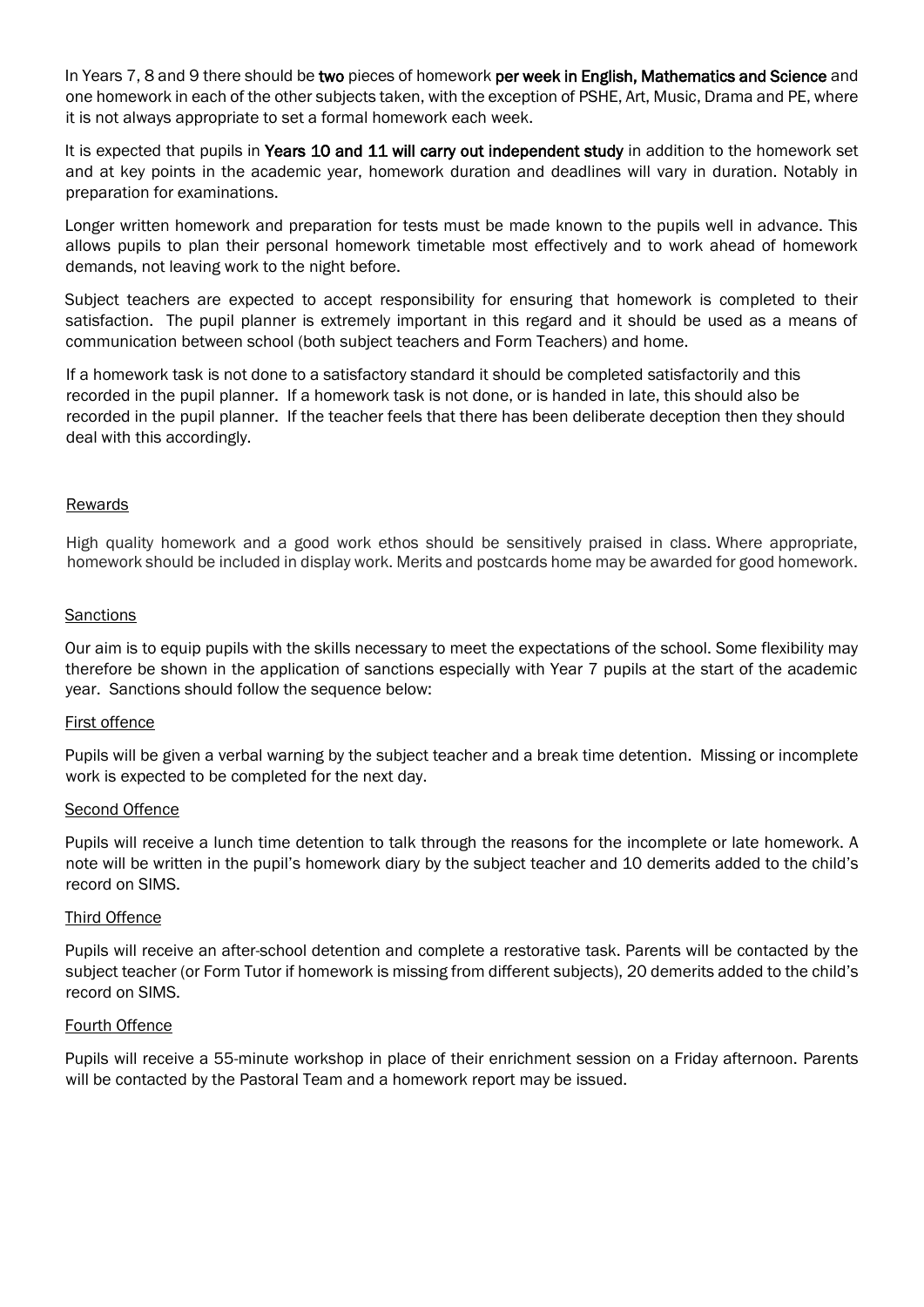In Years 7, 8 and 9 there should be **two** pieces of homework **per week in English, Mathematics and Science** and one homework in each of the other subjects taken, with the exception of PSHE, Art, Music, Drama and PE, where it is not always appropriate to set a formal homework each week.

It is expected that pupils in **Years 10 and 11 will carry out independent study** in addition to the homework set and at key points in the academic year, homework duration and deadlines will vary in duration. Notably in preparation for examinations.

Longer written homework and preparation for tests must be made known to the pupils well in advance. This allows pupils to plan their personal homework timetable most effectively and to work ahead of homework demands, not leaving work to the night before.

Subject teachers are expected to accept responsibility for ensuring that homework is completed to their satisfaction. The pupil planner is extremely important in this regard and it should be used as a means of communication between school (both subject teachers and Form Teachers) and home.

If a homework task is not done to a satisfactory standard it should be completed satisfactorily and this recorded in the pupil planner. If a homework task is not done, or is handed in late, this should also be recorded in the pupil planner. If the teacher feels that there has been deliberate deception then they should deal with this accordingly.

## Rewards

High quality homework and a good work ethos should be sensitively praised in class. Where appropriate, homework should be included in display work. Merits and postcards home may be awarded for good homework.

## Sanctions

Our aim is to equip pupils with the skills necessary to meet the expectations of the school. Some flexibility may therefore be shown in the application of sanctions especially with Year 7 pupils at the start of the academic year. Sanctions should follow the sequence below:

### First offence

Pupils will be given a verbal warning by the subject teacher and a break time detention. Missing or incomplete work is expected to be completed for the next day.

### Second Offence

Pupils will receive a lunch time detention to talk through the reasons for the incomplete or late homework. A note will be written in the pupil's homework diary by the subject teacher and 10 demerits added to the child's record on SIMS.

### Third Offence

Pupils will receive an after-school detention and complete a restorative task. Parents will be contacted by the subject teacher (or Form Tutor if homework is missing from different subjects), 20 demerits added to the child's record on SIMS.

### Fourth Offence

Pupils will receive a 55-minute workshop in place of their enrichment session on a Friday afternoon. Parents will be contacted by the Pastoral Team and a homework report may be issued.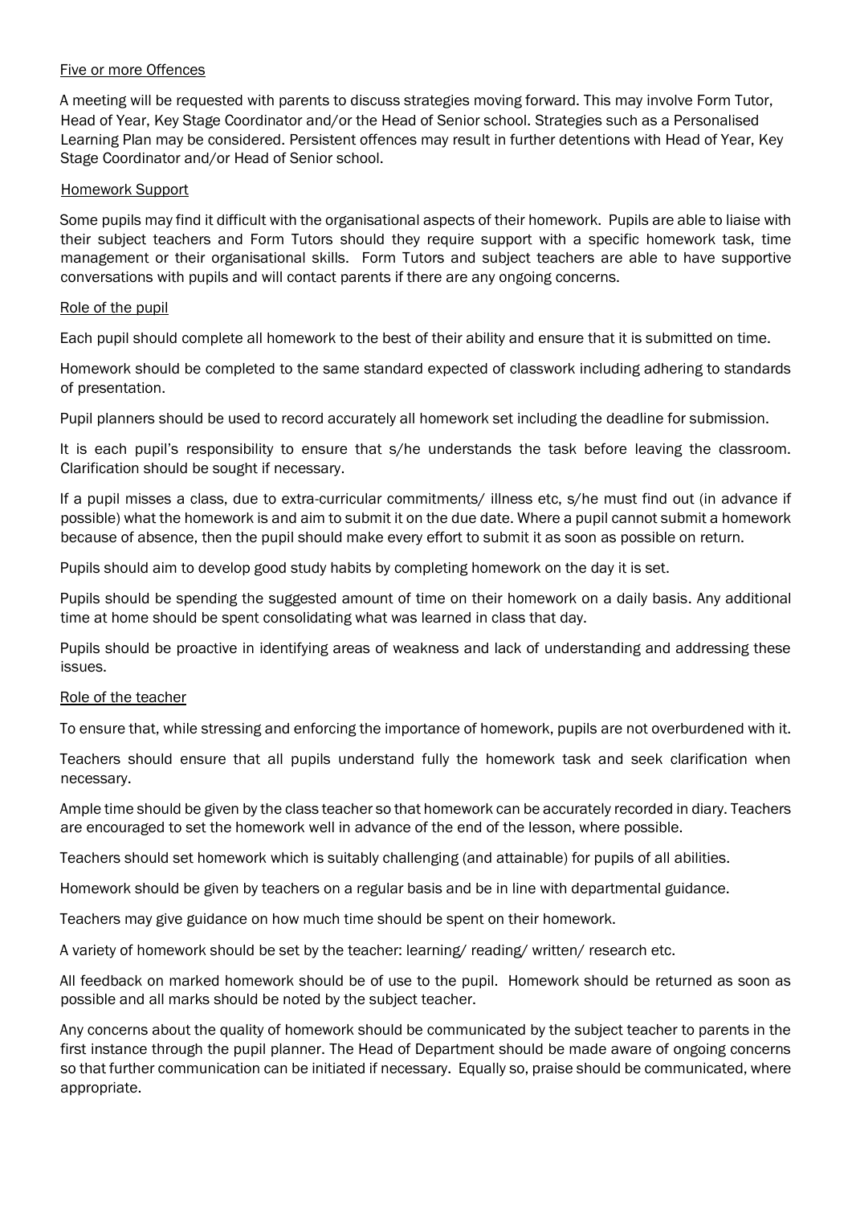### Five or more Offences

A meeting will be requested with parents to discuss strategies moving forward. This may involve Form Tutor, Head of Year, Key Stage Coordinator and/or the Head of Senior school. Strategies such as a Personalised Learning Plan may be considered. Persistent offences may result in further detentions with Head of Year, Key Stage Coordinator and/or Head of Senior school.

### Homework Support

Some pupils may find it difficult with the organisational aspects of their homework. Pupils are able to liaise with their subject teachers and Form Tutors should they require support with a specific homework task, time management or their organisational skills. Form Tutors and subject teachers are able to have supportive conversations with pupils and will contact parents if there are any ongoing concerns.

### Role of the pupil

Each pupil should complete all homework to the best of their ability and ensure that it is submitted on time.

Homework should be completed to the same standard expected of classwork including adhering to standards of presentation.

Pupil planners should be used to record accurately all homework set including the deadline for submission.

It is each pupil's responsibility to ensure that s/he understands the task before leaving the classroom. Clarification should be sought if necessary.

If a pupil misses a class, due to extra-curricular commitments/ illness etc, s/he must find out (in advance if possible) what the homework is and aim to submit it on the due date. Where a pupil cannot submit a homework because of absence, then the pupil should make every effort to submit it as soon as possible on return.

Pupils should aim to develop good study habits by completing homework on the day it is set.

Pupils should be spending the suggested amount of time on their homework on a daily basis. Any additional time at home should be spent consolidating what was learned in class that day.

Pupils should be proactive in identifying areas of weakness and lack of understanding and addressing these issues.

### Role of the teacher

To ensure that, while stressing and enforcing the importance of homework, pupils are not overburdened with it.

Teachers should ensure that all pupils understand fully the homework task and seek clarification when necessary.

Ample time should be given by the class teacher so that homework can be accurately recorded in diary. Teachers are encouraged to set the homework well in advance of the end of the lesson, where possible.

Teachers should set homework which is suitably challenging (and attainable) for pupils of all abilities.

Homework should be given by teachers on a regular basis and be in line with departmental guidance.

Teachers may give guidance on how much time should be spent on their homework.

A variety of homework should be set by the teacher: learning/ reading/ written/ research etc.

All feedback on marked homework should be of use to the pupil. Homework should be returned as soon as possible and all marks should be noted by the subject teacher.

Any concerns about the quality of homework should be communicated by the subject teacher to parents in the first instance through the pupil planner. The Head of Department should be made aware of ongoing concerns so that further communication can be initiated if necessary. Equally so, praise should be communicated, where appropriate.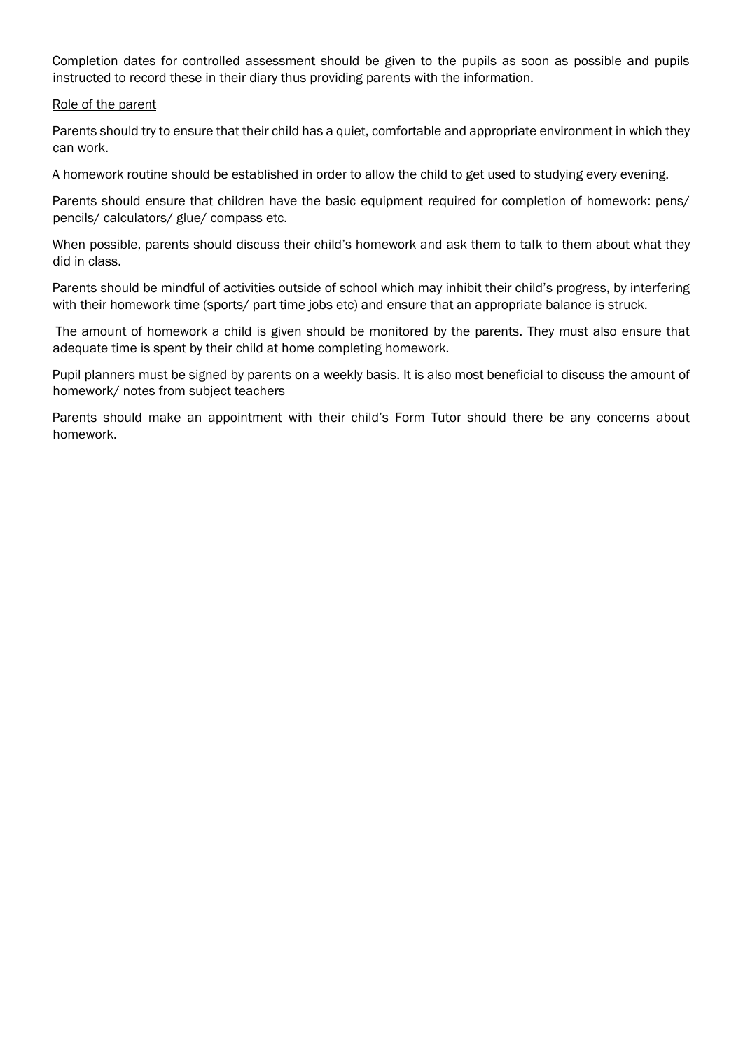Completion dates for controlled assessment should be given to the pupils as soon as possible and pupils instructed to record these in their diary thus providing parents with the information.

<u>Role of the parent</u>

Parents should try to ensure that their child has a quiet, comfortable and appropriate environment in which they can work.

A homework routine should be established in order to allow the child to get used to studying every evening.

Parents should ensure that children have the basic equipment required for completion of homework: pens/ pencils/ calculators/ glue/ compass etc.

When possible, parents should discuss their child's homework and ask them to talk to them about what they did in class.

Parents should be mindful of activities outside of school which may inhibit their child's progress, by interfering with their homework time (sports/ part time jobs etc) and ensure that an appropriate balance is struck.

The amount of homework a child is given should be monitored by the parents. They must also ensure that adequate time is spent by their child at home completing homework.

Pupil planners must be signed by parents on a weekly basis. It is also most beneficial to discuss the amount of homework/ notes from subject teachers

Parents should make an appointment with their child's Form Tutor should there be any concerns about homework.